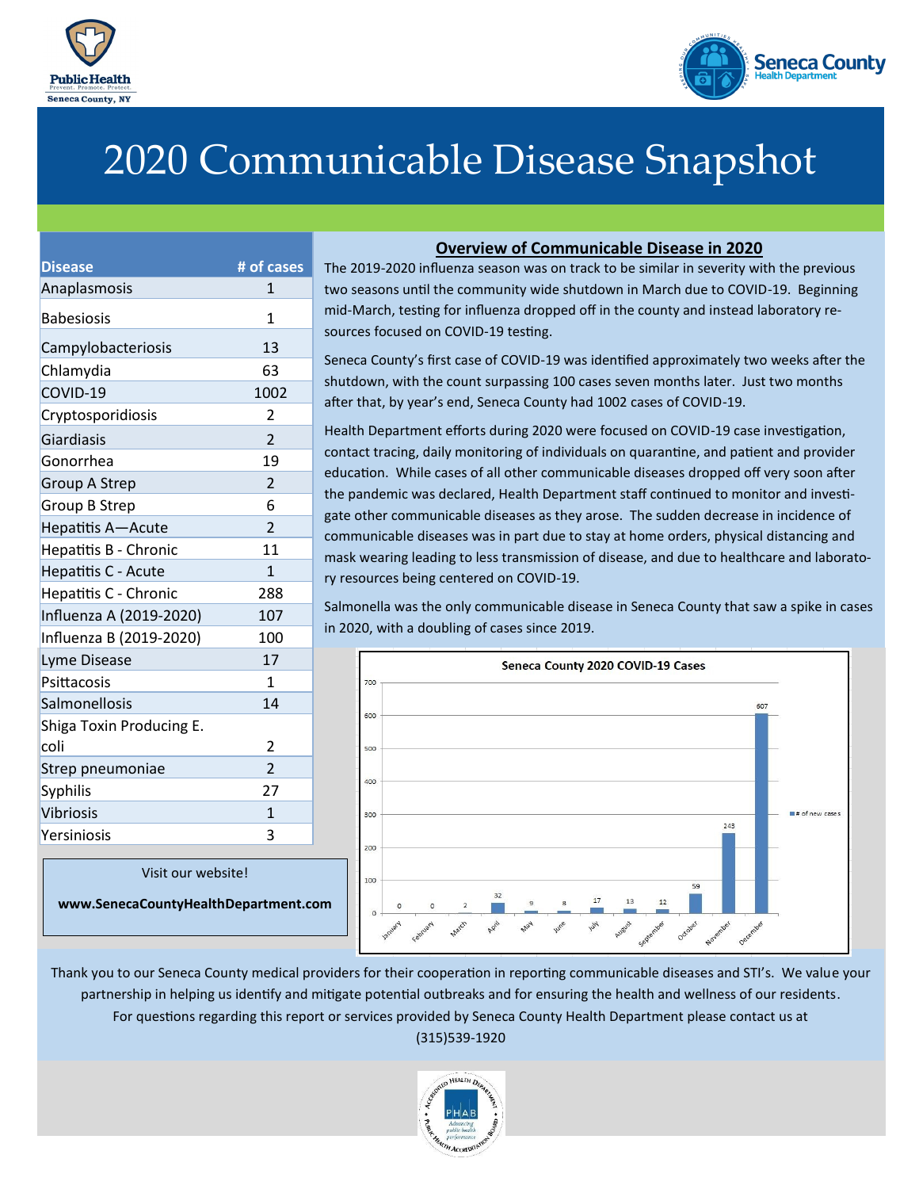# 2020 Communicable Disease Snapshot

| Disease | # of cases |
|---|---|
| Anaplasmosis | 1 |
| Babesiosis | 1 |
| Campylobacteriosis | 13 |
| Chlamydia | 63 |
| COVID-19 | 1002 |
| Cryptosporidiosis | 2 |
| Giardiasis | 2 |
| Gonorrhea | 19 |
| Group A Strep | 2 |
| Group B Strep | 6 |
| Hepatitis A—Acute | 2 |
| Hepatitis B - Chronic | 11 |
| Hepatitis C - Acute | 1 |
| Hepatitis C - Chronic | 288 |
| Influenza A (2019-2020) | 107 |
| Influenza B (2019-2020) | 100 |
| Lyme Disease | 17 |
| Psittacosis | 1 |
| Salmonellosis | 14 |
| Shiga Toxin Producing E. coli | 2 |
| Strep pneumoniae | 2 |
| Syphilis | 27 |
| Vibriosis | 1 |
| Yersiniosis | 3 |

Visit our website!

**www.SenecaCountyHealthDepartment.com**

## Overview of Communicable Disease in 2020

The 2019-2020 influenza season was on track to be similar in severity with the previous two seasons until the community wide shutdown in March due to COVID-19. Beginning mid-March, testing for influenza dropped off in the county and instead laboratory resources focused on COVID-19 testing.

Seneca County's first case of COVID-19 was identified approximately two weeks after the shutdown, with the count surpassing 100 cases seven months later. Just two months after that, by year's end, Seneca County had 1002 cases of COVID-19.

Health Department efforts during 2020 were focused on COVID-19 case investigation, contact tracing, daily monitoring of individuals on quarantine, and patient and provider education. While cases of all other communicable diseases dropped off very soon after the pandemic was declared, Health Department staff continued to monitor and investigate other communicable diseases as they arose. The sudden decrease in incidence of communicable diseases was in part due to stay at home orders, physical distancing and mask wearing leading to less transmission of disease, and due to healthcare and laboratory resources being centered on COVID-19.

Salmonella was the only communicable disease in Seneca County that saw a spike in cases in 2020, with a doubling of cases since 2019.

**Seneca County 2020 COVID-19 Cases**

| Month | # of new cases |
|---|---|
| January | 0 |
| February | 0 |
| March | 2 |
| April | 32 |
| May | 9 |
| June | 8 |
| July | 17 |
| August | 13 |
| September | 12 |
| October | 59 |
| November | 243 |
| December | 607 |

Thank you to our Seneca County medical providers for their cooperation in reporting communicable diseases and STI's. We value your partnership in helping us identify and mitigate potential outbreaks and for ensuring the health and wellness of our residents.

For questions regarding this report or services provided by Seneca County Health Department please contact us at (315)539-1920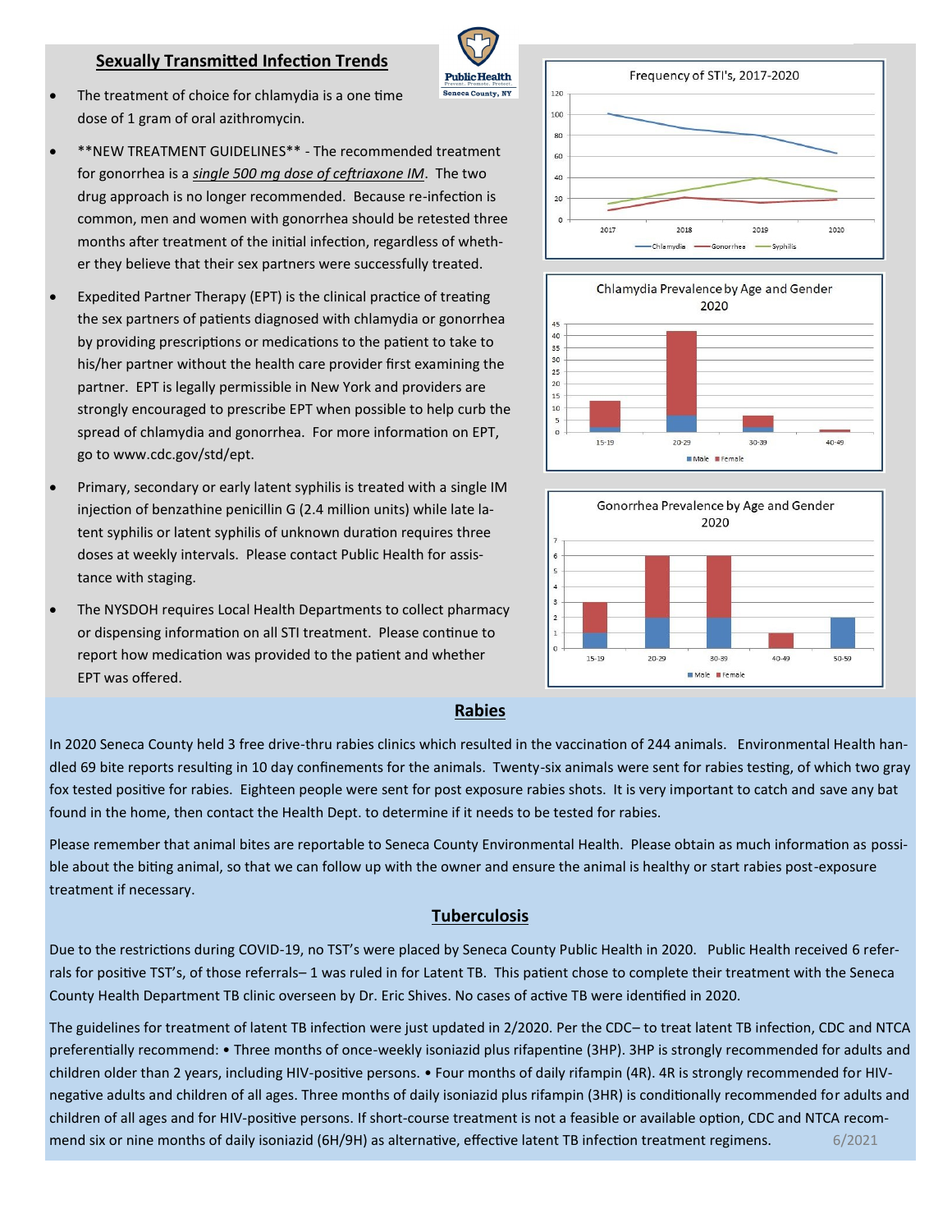## Sexually Transmitted Infection Trends

- The treatment of choice for chlamydia is a one time dose of 1 gram of oral azithromycin.
- **NEW TREATMENT GUIDELINES** - The recommended treatment for gonorrhea is a *single 500 mg dose of ceftriaxone IM*. The two drug approach is no longer recommended. Because re-infection is common, men and women with gonorrhea should be retested three months after treatment of the initial infection, regardless of whether they believe that their sex partners were successfully treated.
- Expedited Partner Therapy (EPT) is the clinical practice of treating the sex partners of patients diagnosed with chlamydia or gonorrhea by providing prescriptions or medications to the patient to take to his/her partner without the health care provider first examining the partner. EPT is legally permissible in New York and providers are strongly encouraged to prescribe EPT when possible to help curb the spread of chlamydia and gonorrhea. For more information on EPT, go to www.cdc.gov/std/ept.
- Primary, secondary or early latent syphilis is treated with a single IM injection of benzathine penicillin G (2.4 million units) while late latent syphilis or latent syphilis of unknown duration requires three doses at weekly intervals. Please contact Public Health for assistance with staging.
- The NYSDOH requires Local Health Departments to collect pharmacy or dispensing information on all STI treatment. Please continue to report how medication was provided to the patient and whether EPT was offered.

Frequency of STI's, 2017-2020

0 20 40 60 80 100 120

2017 2018 2019 2020

Chlamydia Gonorrhea Syphilis

Chlamydia Prevalence by Age and Gender 2020

0 5 10 15 20 25 30 35 40 45

15-19 20-29 30-39 40-49

Male Female

Gonorrhea Prevalence by Age and Gender 2020

0 1 2 3 4 5 6 7

15-19 20-29 30-39 40-49 50-59

Male Female

## Rabies

In 2020 Seneca County held 3 free drive-thru rabies clinics which resulted in the vaccination of 244 animals. Environmental Health handled 69 bite reports resulting in 10 day confinements for the animals. Twenty-six animals were sent for rabies testing, of which two gray fox tested positive for rabies. Eighteen people were sent for post exposure rabies shots. It is very important to catch and save any bat found in the home, then contact the Health Dept. to determine if it needs to be tested for rabies.

Please remember that animal bites are reportable to Seneca County Environmental Health. Please obtain as much information as possible about the biting animal, so that we can follow up with the owner and ensure the animal is healthy or start rabies post-exposure treatment if necessary.

## Tuberculosis

Due to the restrictions during COVID-19, no TST's were placed by Seneca County Public Health in 2020. Public Health received 6 referrals for positive TST's, of those referrals– 1 was ruled in for Latent TB. This patient chose to complete their treatment with the Seneca County Health Department TB clinic overseen by Dr. Eric Shives. No cases of active TB were identified in 2020.

The guidelines for treatment of latent TB infection were just updated in 2/2020. Per the CDC– to treat latent TB infection, CDC and NTCA preferentially recommend: • Three months of once-weekly isoniazid plus rifapentine (3HP). 3HP is strongly recommended for adults and children older than 2 years, including HIV-positive persons. • Four months of daily rifampin (4R). 4R is strongly recommended for HIV-negative adults and children of all ages. Three months of daily isoniazid plus rifampin (3HR) is conditionally recommended for adults and children of all ages and for HIV-positive persons. If short-course treatment is not a feasible or available option, CDC and NTCA recommend six or nine months of daily isoniazid (6H/9H) as alternative, effective latent TB infection treatment regimens.

6/2021